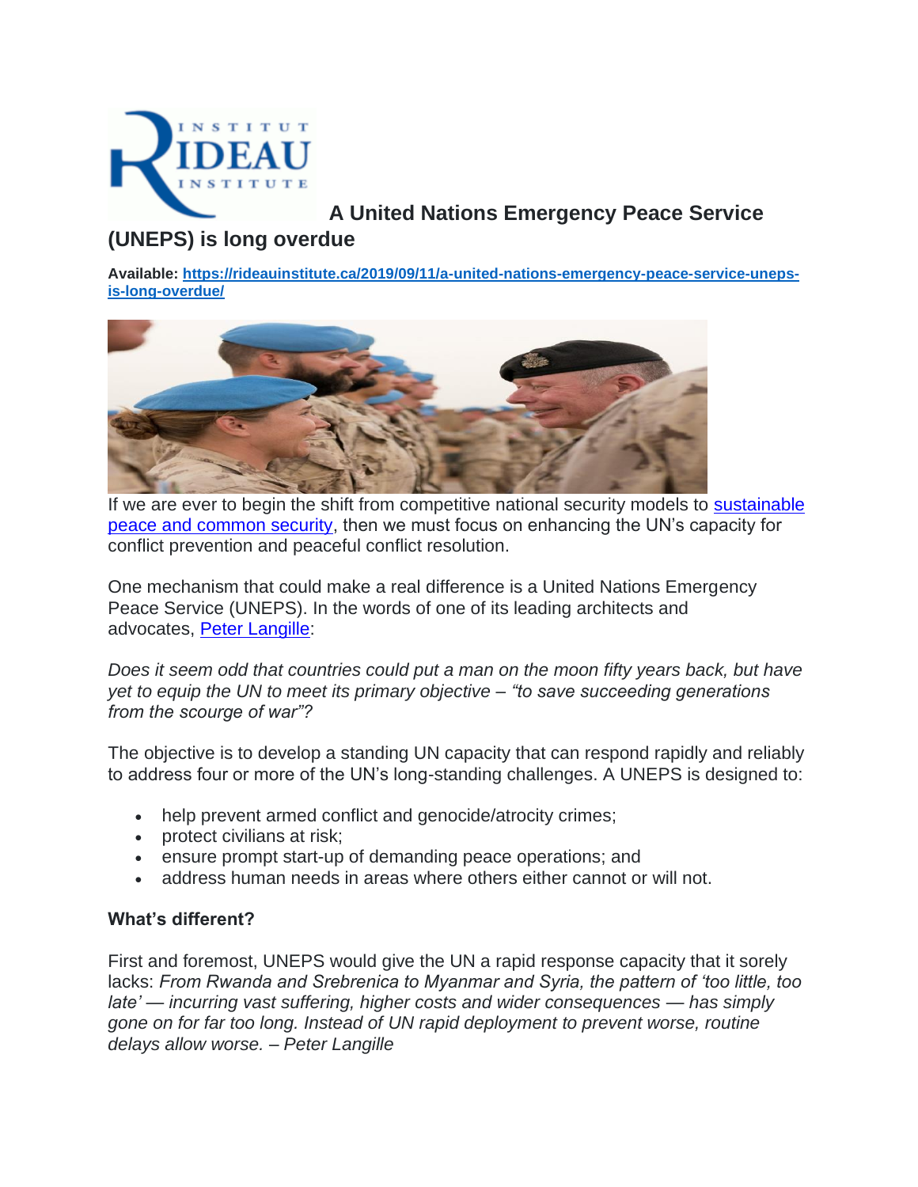# A United Nations Emergency Peace Service (UNEPS) is long overdue

**Available: https://rideauinstitute.ca/2019/09/11/a-united-nations-emergency-peace-service-uneps-is-long-overdue/**

If we are ever to begin the shift from competitive national security models to sustainable peace and common security, then we must focus on enhancing the UN's capacity for conflict prevention and peaceful conflict resolution.

One mechanism that could make a real difference is a United Nations Emergency Peace Service (UNEPS). In the words of one of its leading architects and advocates, Peter Langille:

*Does it seem odd that countries could put a man on the moon fifty years back, but have yet to equip the UN to meet its primary objective – "to save succeeding generations from the scourge of war"?*

The objective is to develop a standing UN capacity that can respond rapidly and reliably to address four or more of the UN's long-standing challenges. A UNEPS is designed to:

- help prevent armed conflict and genocide/atrocity crimes;
- protect civilians at risk;
- ensure prompt start-up of demanding peace operations; and
- address human needs in areas where others either cannot or will not.

### What's different?

First and foremost, UNEPS would give the UN a rapid response capacity that it sorely lacks: *From Rwanda and Srebrenica to Myanmar and Syria, the pattern of 'too little, too late' — incurring vast suffering, higher costs and wider consequences — has simply gone on for far too long. Instead of UN rapid deployment to prevent worse, routine delays allow worse. – Peter Langille*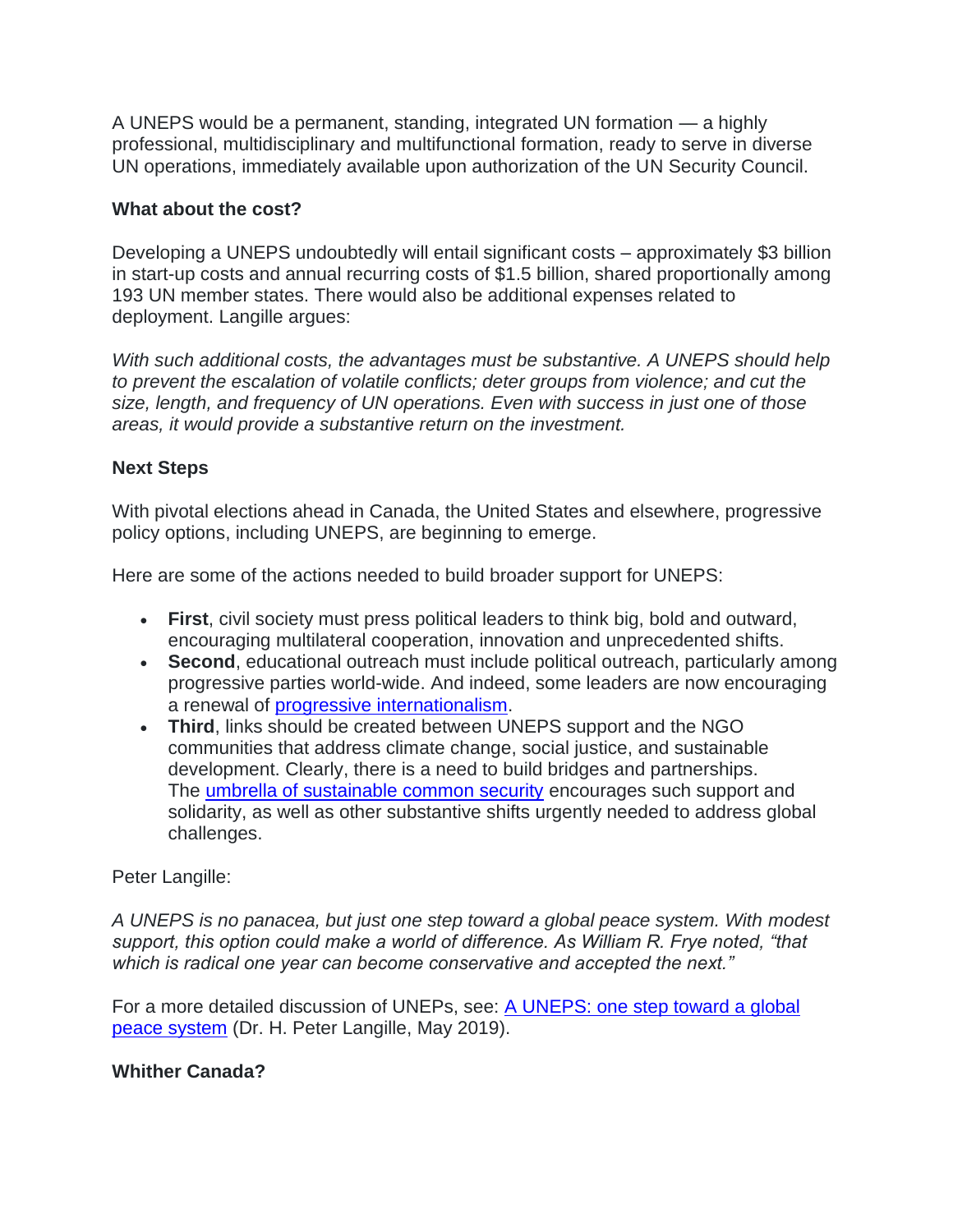A UNEPS would be a permanent, standing, integrated UN formation — a highly professional, multidisciplinary and multifunctional formation, ready to serve in diverse UN operations, immediately available upon authorization of the UN Security Council.

**What about the cost?**

Developing a UNEPS undoubtedly will entail significant costs – approximately $3 billion in start-up costs and annual recurring costs of $1.5 billion, shared proportionally among 193 UN member states. There would also be additional expenses related to deployment. Langille argues:

*With such additional costs, the advantages must be substantive. A UNEPS should help to prevent the escalation of volatile conflicts; deter groups from violence; and cut the size, length, and frequency of UN operations. Even with success in just one of those areas, it would provide a substantive return on the investment.*

**Next Steps**

With pivotal elections ahead in Canada, the United States and elsewhere, progressive policy options, including UNEPS, are beginning to emerge.

Here are some of the actions needed to build broader support for UNEPS:

- **First**, civil society must press political leaders to think big, bold and outward, encouraging multilateral cooperation, innovation and unprecedented shifts.
- **Second**, educational outreach must include political outreach, particularly among progressive parties world-wide. And indeed, some leaders are now encouraging a renewal of progressive internationalism.
- **Third**, links should be created between UNEPS support and the NGO communities that address climate change, social justice, and sustainable development. Clearly, there is a need to build bridges and partnerships. The umbrella of sustainable common security encourages such support and solidarity, as well as other substantive shifts urgently needed to address global challenges.

Peter Langille:

*A UNEPS is no panacea, but just one step toward a global peace system. With modest support, this option could make a world of difference. As William R. Frye noted, "that which is radical one year can become conservative and accepted the next."*

For a more detailed discussion of UNEPs, see: A UNEPS: one step toward a global peace system (Dr. H. Peter Langille, May 2019).

**Whither Canada?**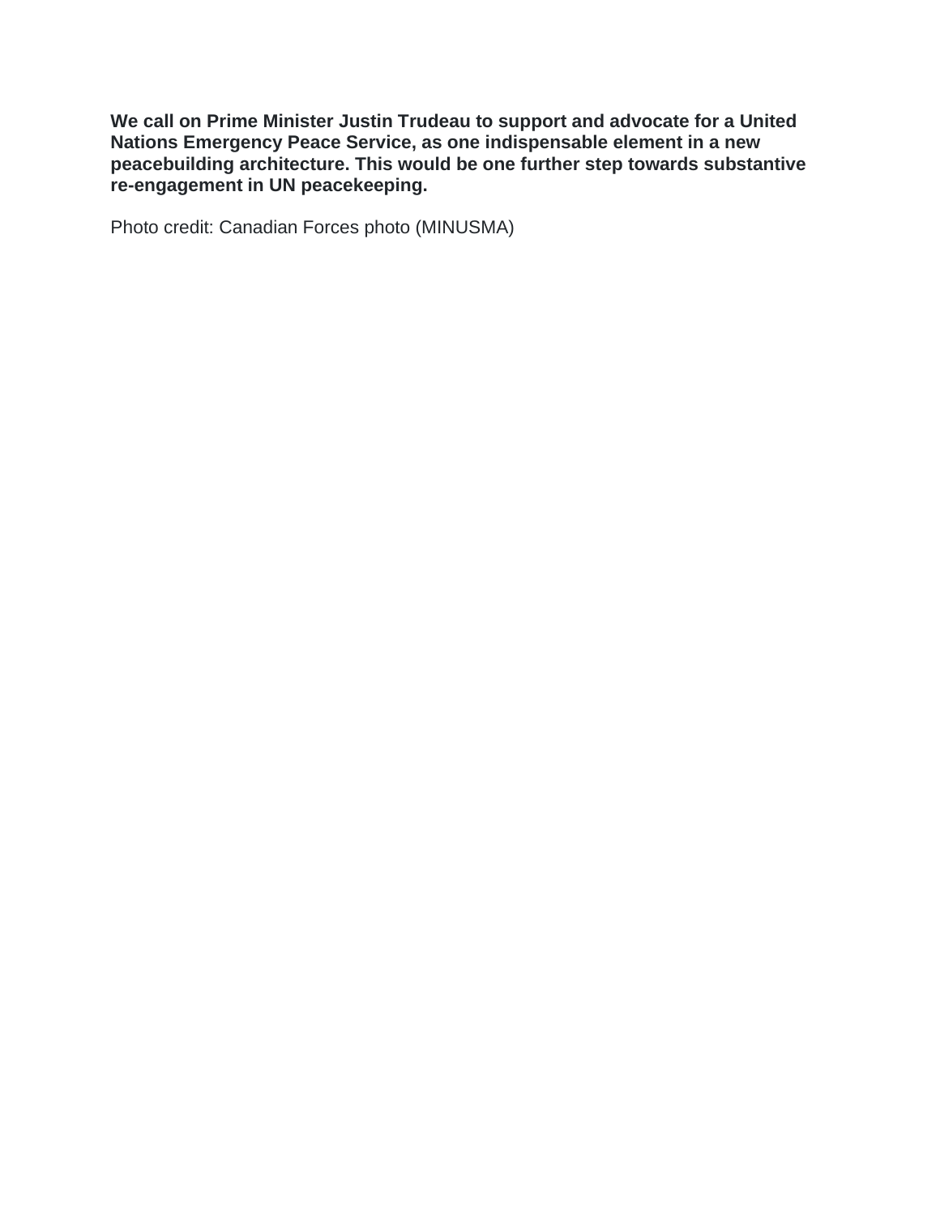**We call on Prime Minister Justin Trudeau to support and advocate for a United Nations Emergency Peace Service, as one indispensable element in a new peacebuilding architecture. This would be one further step towards substantive re-engagement in UN peacekeeping.**

Photo credit: Canadian Forces photo (MINUSMA)